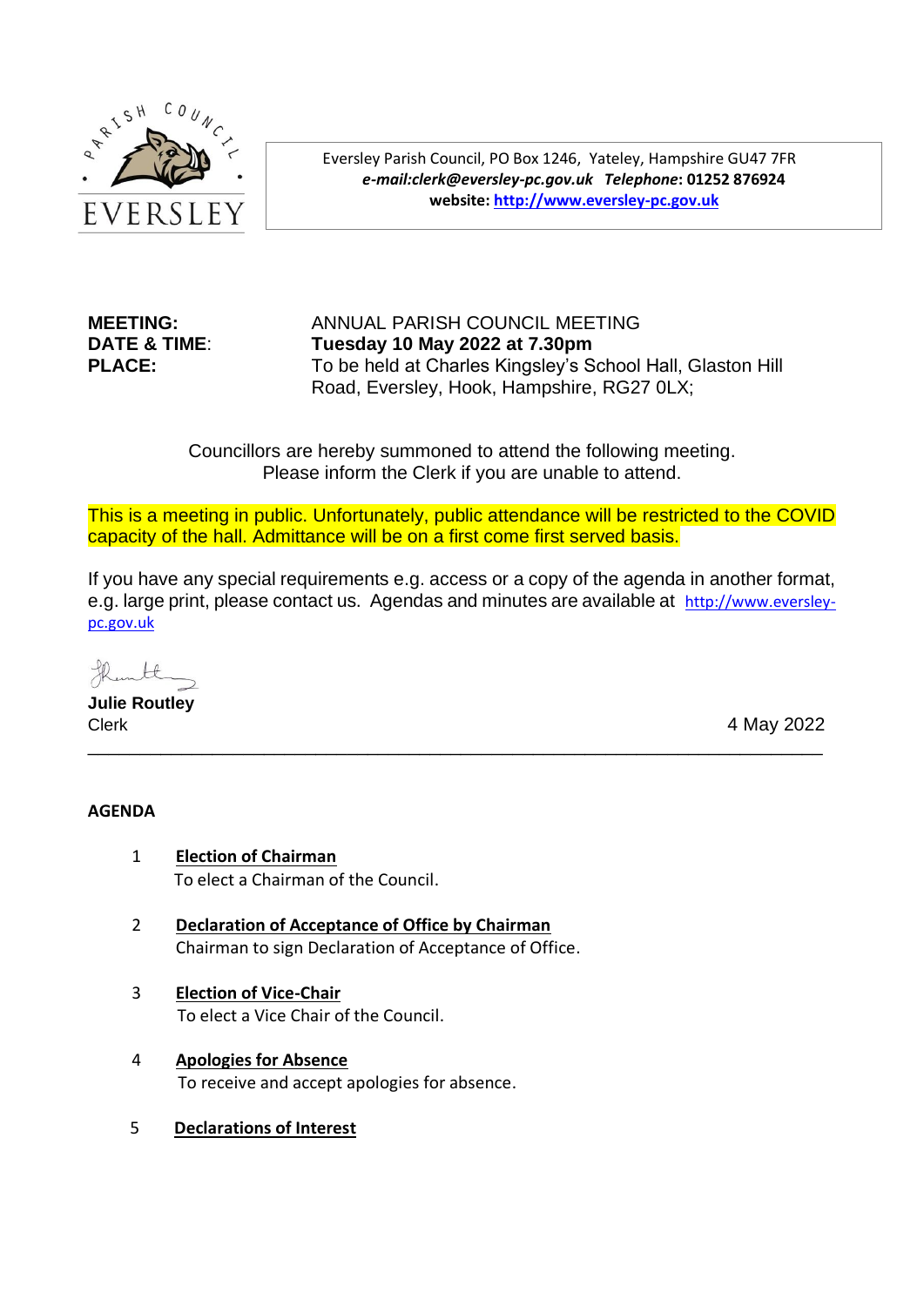PARISH COUNCIL
EVERSLEY

Eversley Parish Council, PO Box 1246, Yateley, Hampshire GU47 7FR
***e-mail:*** *clerk@eversley-pc.gov.uk* ***Telephone*****: 01252 876924**
**website: http://www.eversley-pc.gov.uk**

**MEETING:** ANNUAL PARISH COUNCIL MEETING
**DATE & TIME:** **Tuesday 10 May 2022 at 7.30pm**
**PLACE:** To be held at Charles Kingsley's School Hall, Glaston Hill Road, Eversley, Hook, Hampshire, RG27 0LX;

Councillors are hereby summoned to attend the following meeting.
Please inform the Clerk if you are unable to attend.

This is a meeting in public. Unfortunately, public attendance will be restricted to the COVID capacity of the hall. Admittance will be on a first come first served basis.

If you have any special requirements e.g. access or a copy of the agenda in another format, e.g. large print, please contact us. Agendas and minutes are available at http://www.eversley-pc.gov.uk

**Julie Routley**
Clerk

4 May 2022

---

**AGENDA**

1 **Election of Chairman**
To elect a Chairman of the Council.

2 **Declaration of Acceptance of Office by Chairman**
Chairman to sign Declaration of Acceptance of Office.

3 **Election of Vice-Chair**
To elect a Vice Chair of the Council.

4 **Apologies for Absence**
To receive and accept apologies for absence.

5 **Declarations of Interest**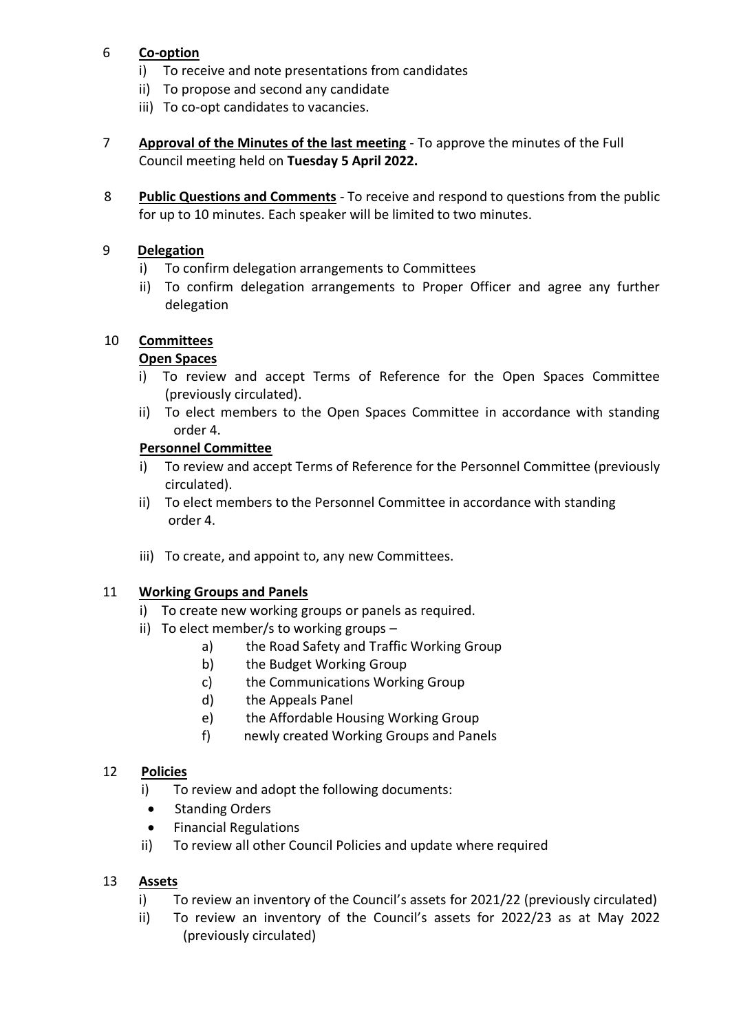6 **Co-option**

i) To receive and note presentations from candidates
ii) To propose and second any candidate
iii) To co-opt candidates to vacancies.

7 **Approval of the Minutes of the last meeting** - To approve the minutes of the Full Council meeting held on **Tuesday 5 April 2022.**

8 **Public Questions and Comments** - To receive and respond to questions from the public for up to 10 minutes. Each speaker will be limited to two minutes.

9 **Delegation**

i) To confirm delegation arrangements to Committees
ii) To confirm delegation arrangements to Proper Officer and agree any further delegation

10 **Committees**

**Open Spaces**

i) To review and accept Terms of Reference for the Open Spaces Committee (previously circulated).
ii) To elect members to the Open Spaces Committee in accordance with standing order 4.

**Personnel Committee**

i) To review and accept Terms of Reference for the Personnel Committee (previously circulated).
ii) To elect members to the Personnel Committee in accordance with standing order 4.

iii) To create, and appoint to, any new Committees.

11 **Working Groups and Panels**

i) To create new working groups or panels as required.
ii) To elect member/s to working groups –
   a) the Road Safety and Traffic Working Group
   b) the Budget Working Group
   c) the Communications Working Group
   d) the Appeals Panel
   e) the Affordable Housing Working Group
   f) newly created Working Groups and Panels

12 **Policies**

i) To review and adopt the following documents:
   - Standing Orders
   - Financial Regulations
ii) To review all other Council Policies and update where required

13 **Assets**

i) To review an inventory of the Council's assets for 2021/22 (previously circulated)
ii) To review an inventory of the Council's assets for 2022/23 as at May 2022 (previously circulated)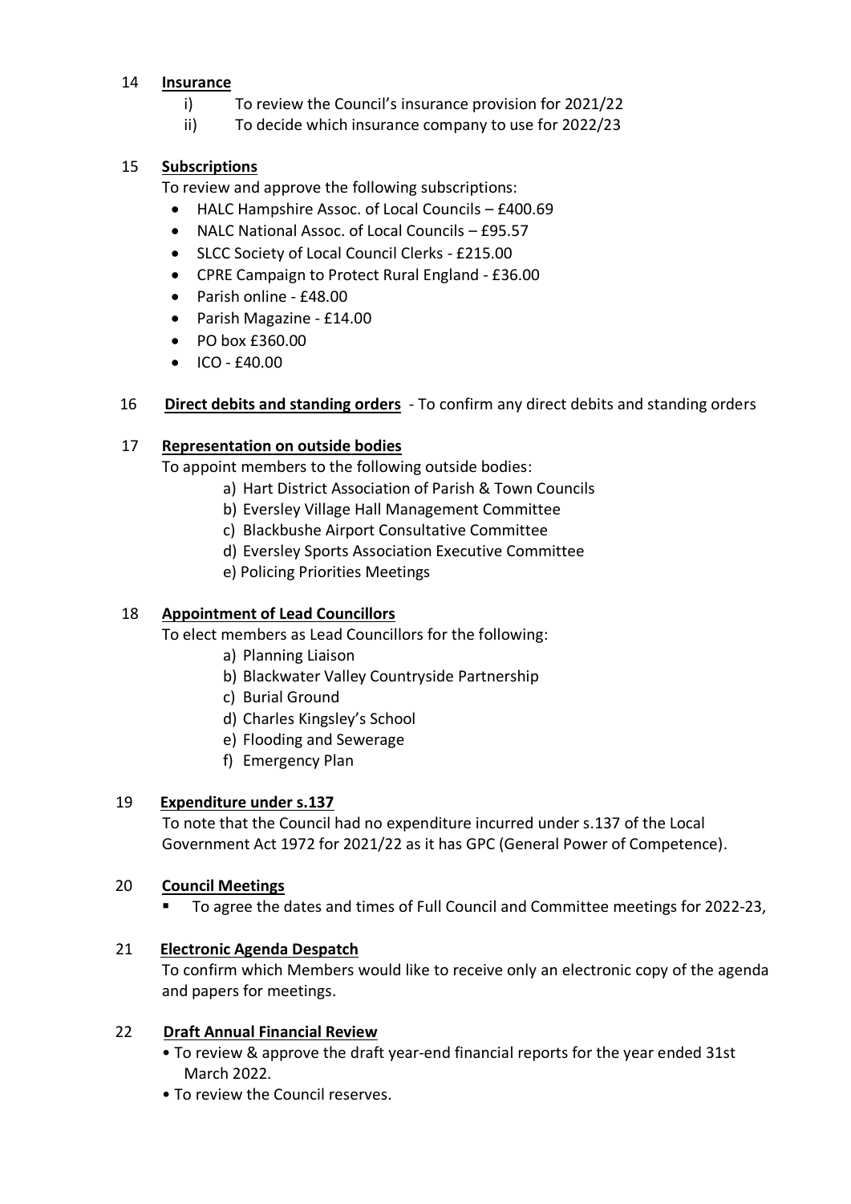14 **Insurance**

i) To review the Council's insurance provision for 2021/22

ii) To decide which insurance company to use for 2022/23

15 **Subscriptions**

To review and approve the following subscriptions:

- HALC Hampshire Assoc. of Local Councils – £400.69
- NALC National Assoc. of Local Councils – £95.57
- SLCC Society of Local Council Clerks - £215.00
- CPRE Campaign to Protect Rural England - £36.00
- Parish online - £48.00
- Parish Magazine - £14.00
- PO box £360.00
- ICO - £40.00

16 **Direct debits and standing orders** - To confirm any direct debits and standing orders

17 **Representation on outside bodies**

To appoint members to the following outside bodies:

a) Hart District Association of Parish & Town Councils

b) Eversley Village Hall Management Committee

c) Blackbushe Airport Consultative Committee

d) Eversley Sports Association Executive Committee

e) Policing Priorities Meetings

18 **Appointment of Lead Councillors**

To elect members as Lead Councillors for the following:

a) Planning Liaison

b) Blackwater Valley Countryside Partnership

c) Burial Ground

d) Charles Kingsley's School

e) Flooding and Sewerage

f) Emergency Plan

19 **Expenditure under s.137**

To note that the Council had no expenditure incurred under s.137 of the Local Government Act 1972 for 2021/22 as it has GPC (General Power of Competence).

20 **Council Meetings**

- To agree the dates and times of Full Council and Committee meetings for 2022-23,

21 **Electronic Agenda Despatch**

To confirm which Members would like to receive only an electronic copy of the agenda and papers for meetings.

22 **Draft Annual Financial Review**

- To review & approve the draft year-end financial reports for the year ended 31st March 2022.
- To review the Council reserves.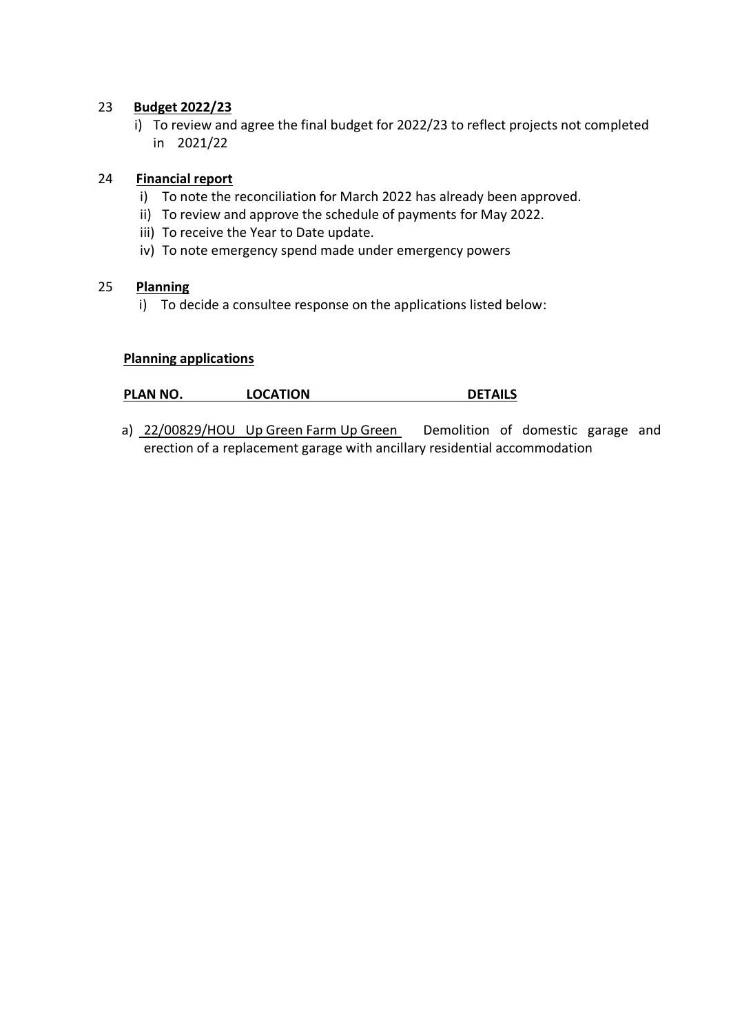23 **Budget 2022/23**

i) To review and agree the final budget for 2022/23 to reflect projects not completed in 2021/22

24 **Financial report**

i) To note the reconciliation for March 2022 has already been approved.
ii) To review and approve the schedule of payments for May 2022.
iii) To receive the Year to Date update.
iv) To note emergency spend made under emergency powers

25 **Planning**

i) To decide a consultee response on the applications listed below:

**Planning applications**

| PLAN NO. | LOCATION | DETAILS |
|---|---|---|
| a) 22/00829/HOU | Up Green Farm Up Green | Demolition of domestic garage and erection of a replacement garage with ancillary residential accommodation |